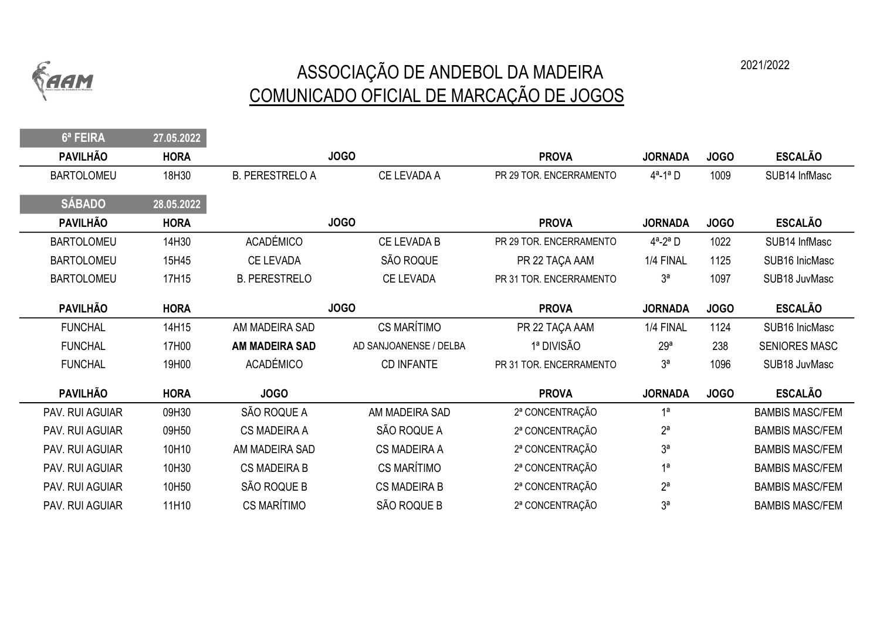2021/2022

# ASSOCIAÇÃO DE ANDEBOL DA MADEIRA

## COMUNICADO OFICIAL DE MARCAÇÃO DE JOGOS

**6ª FEIRA** **27.05.2022**

| PAVILHÃO | HORA | JOGO | | PROVA | JORNADA | JOGO | ESCALÃO |
|---|---|---|---|---|---|---|---|
| BARTOLOMEU | 18H30 | B. PERESTRELO A | CE LEVADA A | PR 29 TOR. ENCERRAMENTO | 4ª-1ª D | 1009 | SUB14 InfMasc |

**SÁBADO** **28.05.2022**

| PAVILHÃO | HORA | JOGO | | PROVA | JORNADA | JOGO | ESCALÃO |
|---|---|---|---|---|---|---|---|
| BARTOLOMEU | 14H30 | ACADÉMICO | CE LEVADA B | PR 29 TOR. ENCERRAMENTO | 4ª-2ª D | 1022 | SUB14 InfMasc |
| BARTOLOMEU | 15H45 | CE LEVADA | SÃO ROQUE | PR 22 TAÇA AAM | 1/4 FINAL | 1125 | SUB16 InicMasc |
| BARTOLOMEU | 17H15 | B. PERESTRELO | CE LEVADA | PR 31 TOR. ENCERRAMENTO | 3ª | 1097 | SUB18 JuvMasc |

| PAVILHÃO | HORA | JOGO | | PROVA | JORNADA | JOGO | ESCALÃO |
|---|---|---|---|---|---|---|---|
| FUNCHAL | 14H15 | AM MADEIRA SAD | CS MARÍTIMO | PR 22 TAÇA AAM | 1/4 FINAL | 1124 | SUB16 InicMasc |
| FUNCHAL | 17H00 | **AM MADEIRA SAD** | AD SANJOANENSE / DELBA | 1ª DIVISÃO | 29ª | 238 | SENIORES MASC |
| FUNCHAL | 19H00 | ACADÉMICO | CD INFANTE | PR 31 TOR. ENCERRAMENTO | 3ª | 1096 | SUB18 JuvMasc |

| PAVILHÃO | HORA | JOGO | | PROVA | JORNADA | JOGO | ESCALÃO |
|---|---|---|---|---|---|---|---|
| PAV. RUI AGUIAR | 09H30 | SÃO ROQUE A | AM MADEIRA SAD | 2ª CONCENTRAÇÃO | 1ª | | BAMBIS MASC/FEM |
| PAV. RUI AGUIAR | 09H50 | CS MADEIRA A | SÃO ROQUE A | 2ª CONCENTRAÇÃO | 2ª | | BAMBIS MASC/FEM |
| PAV. RUI AGUIAR | 10H10 | AM MADEIRA SAD | CS MADEIRA A | 2ª CONCENTRAÇÃO | 3ª | | BAMBIS MASC/FEM |
| PAV. RUI AGUIAR | 10H30 | CS MADEIRA B | CS MARÍTIMO | 2ª CONCENTRAÇÃO | 1ª | | BAMBIS MASC/FEM |
| PAV. RUI AGUIAR | 10H50 | SÃO ROQUE B | CS MADEIRA B | 2ª CONCENTRAÇÃO | 2ª | | BAMBIS MASC/FEM |
| PAV. RUI AGUIAR | 11H10 | CS MARÍTIMO | SÃO ROQUE B | 2ª CONCENTRAÇÃO | 3ª | | BAMBIS MASC/FEM |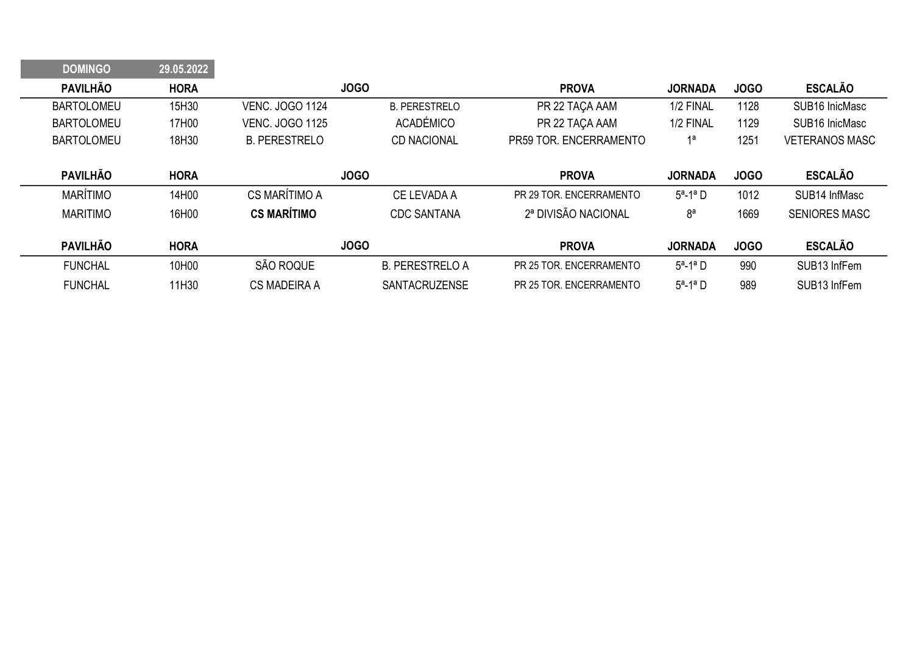| DOMINGO | 29.05.2022 | | | | | | |
|---|---|---|---|---|---|---|---|
| **PAVILHÃO** | **HORA** | **JOGO** | | **PROVA** | **JORNADA** | **JOGO** | **ESCALÃO** |
| BARTOLOMEU | 15H30 | VENC. JOGO 1124 | B. PERESTRELO | PR 22 TAÇA AAM | 1/2 FINAL | 1128 | SUB16 InicMasc |
| BARTOLOMEU | 17H00 | VENC. JOGO 1125 | ACADÉMICO | PR 22 TAÇA AAM | 1/2 FINAL | 1129 | SUB16 InicMasc |
| BARTOLOMEU | 18H30 | B. PERESTRELO | CD NACIONAL | PR59 TOR. ENCERRAMENTO | 1ª | 1251 | VETERANOS MASC |

| **PAVILHÃO** | **HORA** | **JOGO** | | **PROVA** | **JORNADA** | **JOGO** | **ESCALÃO** |
|---|---|---|---|---|---|---|---|
| MARÍTIMO | 14H00 | CS MARÍTIMO A | CE LEVADA A | PR 29 TOR. ENCERRAMENTO | 5ª-1ª D | 1012 | SUB14 InfMasc |
| MARITIMO | 16H00 | **CS MARÍTIMO** | CDC SANTANA | 2ª DIVISÃO NACIONAL | 8ª | 1669 | SENIORES MASC |

| **PAVILHÃO** | **HORA** | **JOGO** | | **PROVA** | **JORNADA** | **JOGO** | **ESCALÃO** |
|---|---|---|---|---|---|---|---|
| FUNCHAL | 10H00 | SÃO ROQUE | B. PERESTRELO A | PR 25 TOR. ENCERRAMENTO | 5ª-1ª D | 990 | SUB13 InfFem |
| FUNCHAL | 11H30 | CS MADEIRA A | SANTACRUZENSE | PR 25 TOR. ENCERRAMENTO | 5ª-1ª D | 989 | SUB13 InfFem |